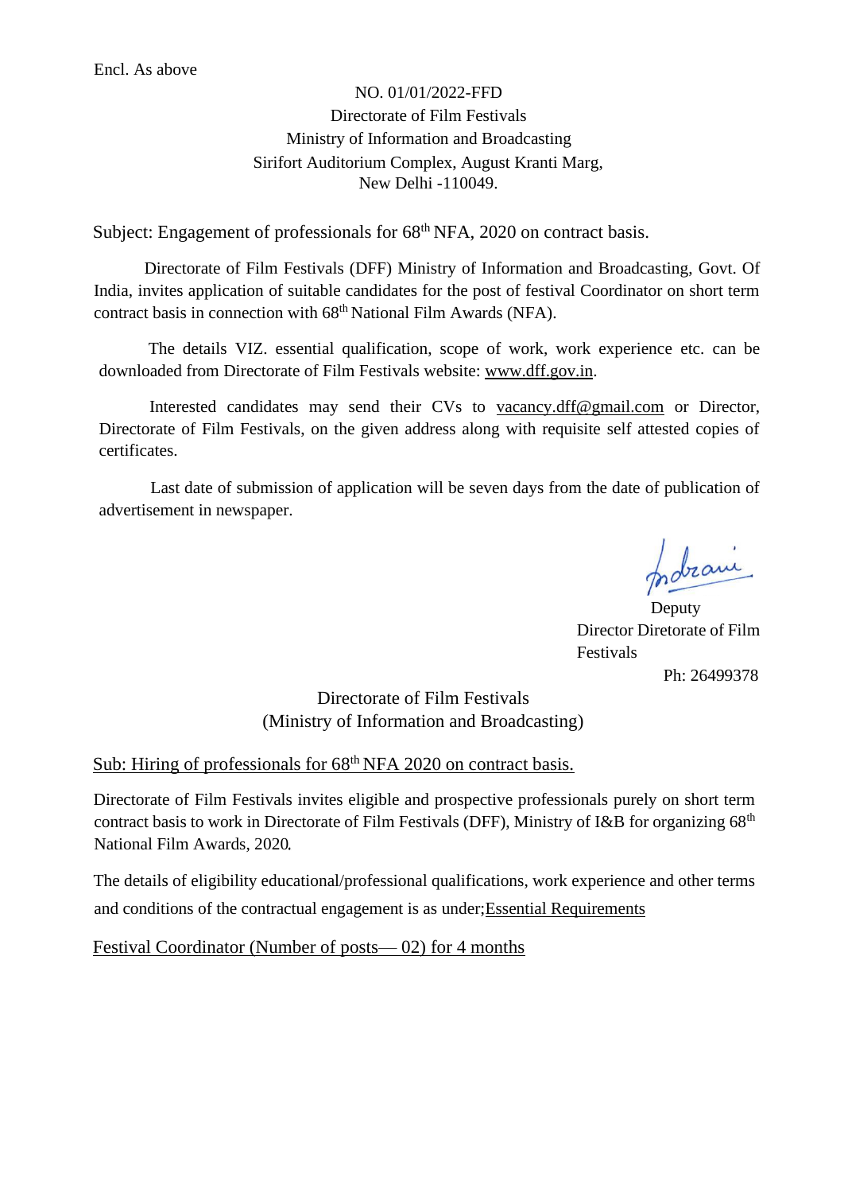Encl. As above

NO. 01/01/2022-FFD
Directorate of Film Festivals
Ministry of Information and Broadcasting
Sirifort Auditorium Complex, August Kranti Marg,
New Delhi -110049.

Subject: Engagement of professionals for 68th NFA, 2020 on contract basis.

Directorate of Film Festivals (DFF) Ministry of Information and Broadcasting, Govt. Of India, invites application of suitable candidates for the post of festival Coordinator on short term contract basis in connection with 68th National Film Awards (NFA).

The details VIZ. essential qualification, scope of work, work experience etc. can be downloaded from Directorate of Film Festivals website: www.dff.gov.in.

Interested candidates may send their CVs to vacancy.dff@gmail.com or Director, Directorate of Film Festivals, on the given address along with requisite self attested copies of certificates.

Last date of submission of application will be seven days from the date of publication of advertisement in newspaper.

Indrani

Deputy
Director Diretorate of Film
Festivals
Ph: 26499378

Directorate of Film Festivals
(Ministry of Information and Broadcasting)

Sub: Hiring of professionals for 68th NFA 2020 on contract basis.

Directorate of Film Festivals invites eligible and prospective professionals purely on short term contract basis to work in Directorate of Film Festivals (DFF), Ministry of I&B for organizing 68th National Film Awards, 2020.

The details of eligibility educational/professional qualifications, work experience and other terms and conditions of the contractual engagement is as under;Essential Requirements

Festival Coordinator (Number of posts— 02) for 4 months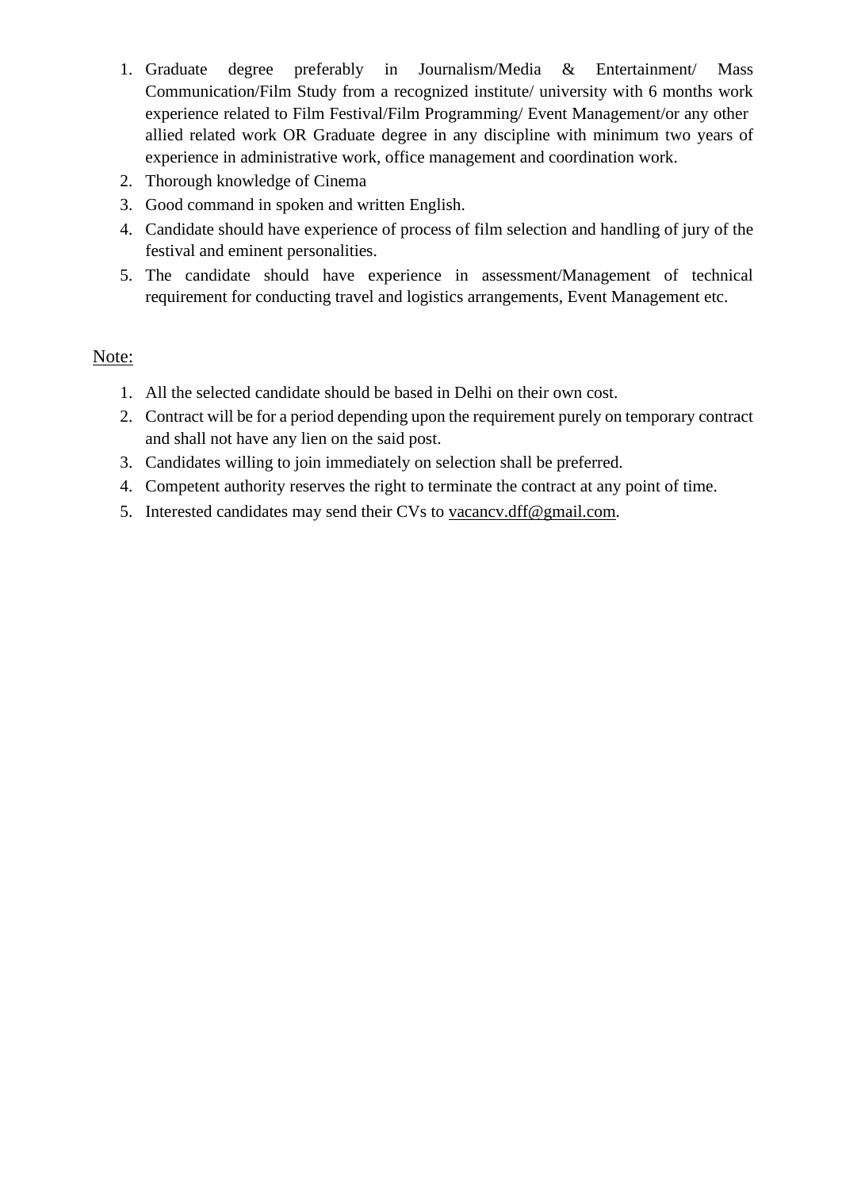1. Graduate degree preferably in Journalism/Media & Entertainment/ Mass Communication/Film Study from a recognized institute/ university with 6 months work experience related to Film Festival/Film Programming/ Event Management/or any other allied related work OR Graduate degree in any discipline with minimum two years of experience in administrative work, office management and coordination work.
2. Thorough knowledge of Cinema
3. Good command in spoken and written English.
4. Candidate should have experience of process of film selection and handling of jury of the festival and eminent personalities.
5. The candidate should have experience in assessment/Management of technical requirement for conducting travel and logistics arrangements, Event Management etc.

Note:

1. All the selected candidate should be based in Delhi on their own cost.
2. Contract will be for a period depending upon the requirement purely on temporary contract and shall not have any lien on the said post.
3. Candidates willing to join immediately on selection shall be preferred.
4. Competent authority reserves the right to terminate the contract at any point of time.
5. Interested candidates may send their CVs to vacancv.dff@gmail.com.